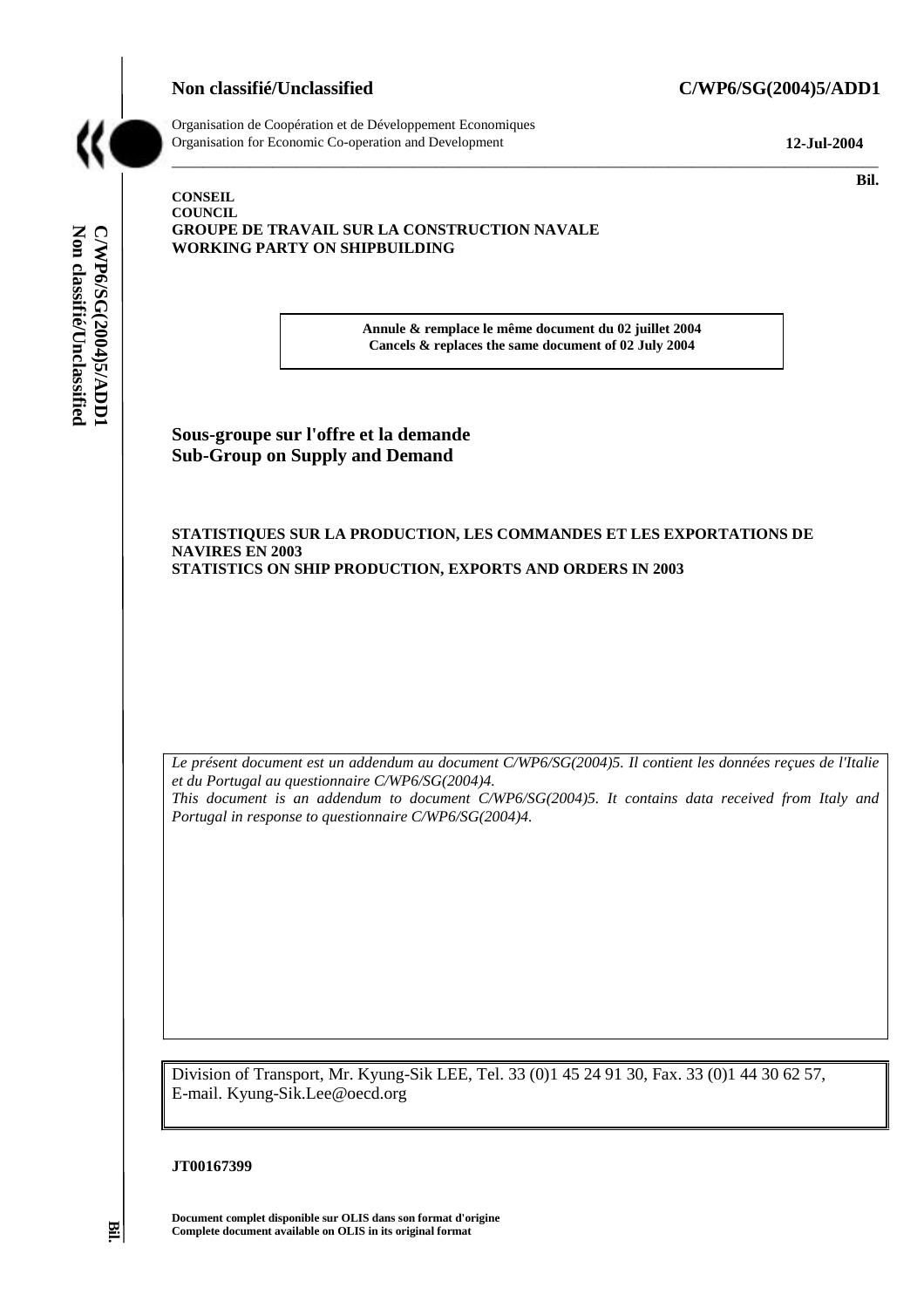**Non classifié/Unclassified** **C/WP6/SG(2004)5/ADD1**

Organisation de Coopération et de Développement Economiques
Organisation for Economic Co-operation and Development

**12-Jul-2004**

**Bil.**

**CONSEIL**
**COUNCIL**
**GROUPE DE TRAVAIL SUR LA CONSTRUCTION NAVALE**
**WORKING PARTY ON SHIPBUILDING**

**Annule & remplace le même document du 02 juillet 2004**
**Cancels & replaces the same document of 02 July 2004**

## Sous-groupe sur l'offre et la demande
## Sub-Group on Supply and Demand

**STATISTIQUES SUR LA PRODUCTION, LES COMMANDES ET LES EXPORTATIONS DE NAVIRES EN 2003**
**STATISTICS ON SHIP PRODUCTION, EXPORTS AND ORDERS IN 2003**

*Le présent document est un addendum au document C/WP6/SG(2004)5. Il contient les données reçues de l'Italie et du Portugal au questionnaire C/WP6/SG(2004)4.*
*This document is an addendum to document C/WP6/SG(2004)5. It contains data received from Italy and Portugal in response to questionnaire C/WP6/SG(2004)4.*

Division of Transport, Mr. Kyung-Sik LEE, Tel. 33 (0)1 45 24 91 30, Fax. 33 (0)1 44 30 62 57, E-mail. Kyung-Sik.Lee@oecd.org

**JT00167399**

**Document complet disponible sur OLIS dans son format d'origine**
**Complete document available on OLIS in its original format**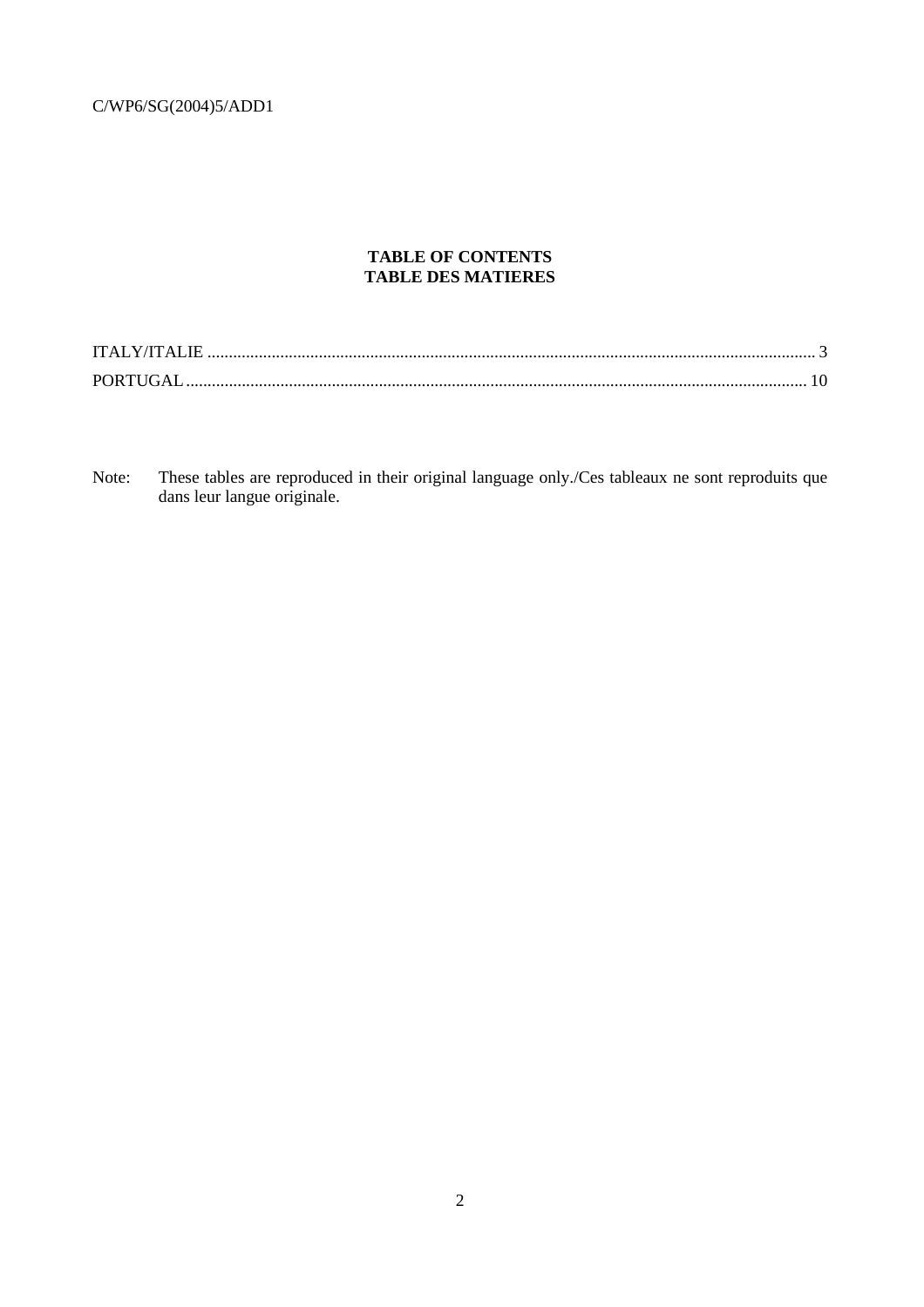**TABLE OF CONTENTS**
**TABLE DES MATIERES**

ITALY/ITALIE ............................................................................................................................................ 3
PORTUGAL ............................................................................................................................................... 10

Note: These tables are reproduced in their original language only./Ces tableaux ne sont reproduits que dans leur langue originale.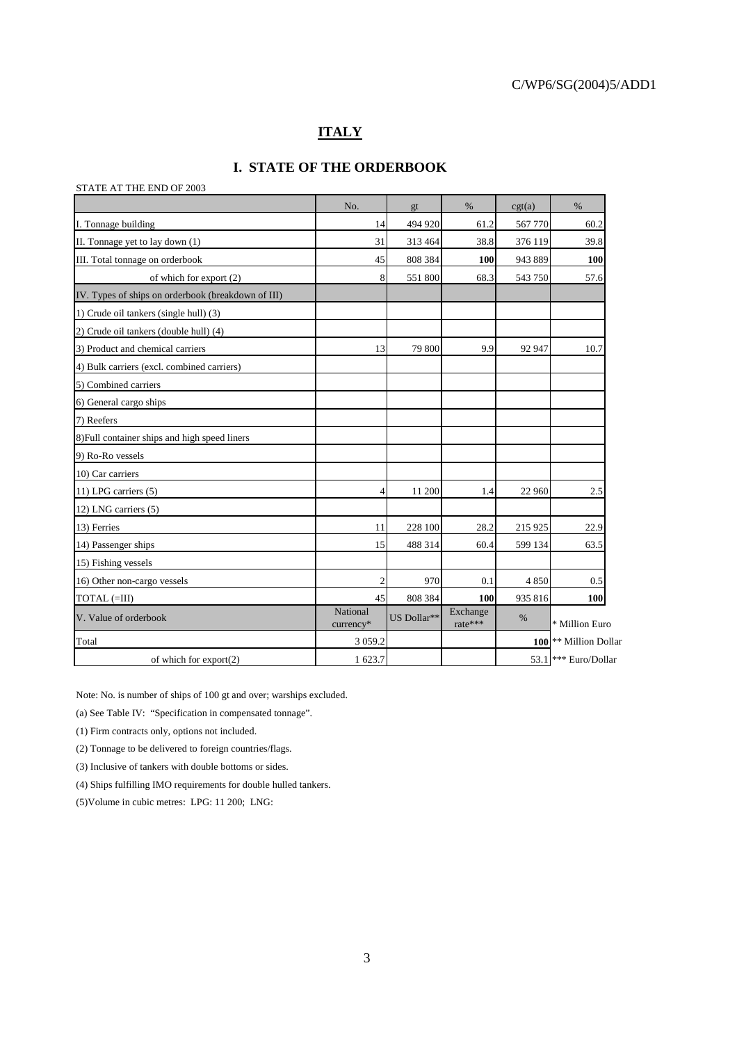C/WP6/SG(2004)5/ADD1

# ITALY

## I. STATE OF THE ORDERBOOK

STATE AT THE END OF 2003

| | No. | gt | % | cgt(a) | % | |
|---|---|---|---|---|---|---|
| I. Tonnage building | 14 | 494 920 | 61.2 | 567 770 | 60.2 | |
| II. Tonnage yet to lay down (1) | 31 | 313 464 | 38.8 | 376 119 | 39.8 | |
| III. Total tonnage on orderbook | 45 | 808 384 | **100** | 943 889 | **100** | |
| of which for export (2) | 8 | 551 800 | 68.3 | 543 750 | 57.6 | |
| IV. Types of ships on orderbook (breakdown of III) | | | | | | |
| 1) Crude oil tankers (single hull) (3) | | | | | | |
| 2) Crude oil tankers (double hull) (4) | | | | | | |
| 3) Product and chemical carriers | 13 | 79 800 | 9.9 | 92 947 | 10.7 | |
| 4) Bulk carriers (excl. combined carriers) | | | | | | |
| 5) Combined carriers | | | | | | |
| 6) General cargo ships | | | | | | |
| 7) Reefers | | | | | | |
| 8)Full container ships and high speed liners | | | | | | |
| 9) Ro-Ro vessels | | | | | | |
| 10) Car carriers | | | | | | |
| 11) LPG carriers (5) | 4 | 11 200 | 1.4 | 22 960 | 2.5 | |
| 12) LNG carriers (5) | | | | | | |
| 13) Ferries | 11 | 228 100 | 28.2 | 215 925 | 22.9 | |
| 14) Passenger ships | 15 | 488 314 | 60.4 | 599 134 | 63.5 | |
| 15) Fishing vessels | | | | | | |
| 16) Other non-cargo vessels | 2 | 970 | 0.1 | 4 850 | 0.5 | |
| TOTAL (=III) | 45 | 808 384 | **100** | 935 816 | **100** | |
| V. Value of orderbook | National currency* | US Dollar** | Exchange rate*** | % | | * Million Euro |
| Total | 3 059.2 | | | **100** | | ** Million Dollar |
| of which for export(2) | 1 623.7 | | | 53.1 | | *** Euro/Dollar |

Note: No. is number of ships of 100 gt and over; warships excluded.

(a) See Table IV: "Specification in compensated tonnage".

(1) Firm contracts only, options not included.

(2) Tonnage to be delivered to foreign countries/flags.

(3) Inclusive of tankers with double bottoms or sides.

(4) Ships fulfilling IMO requirements for double hulled tankers.

(5)Volume in cubic metres: LPG: 11 200; LNG: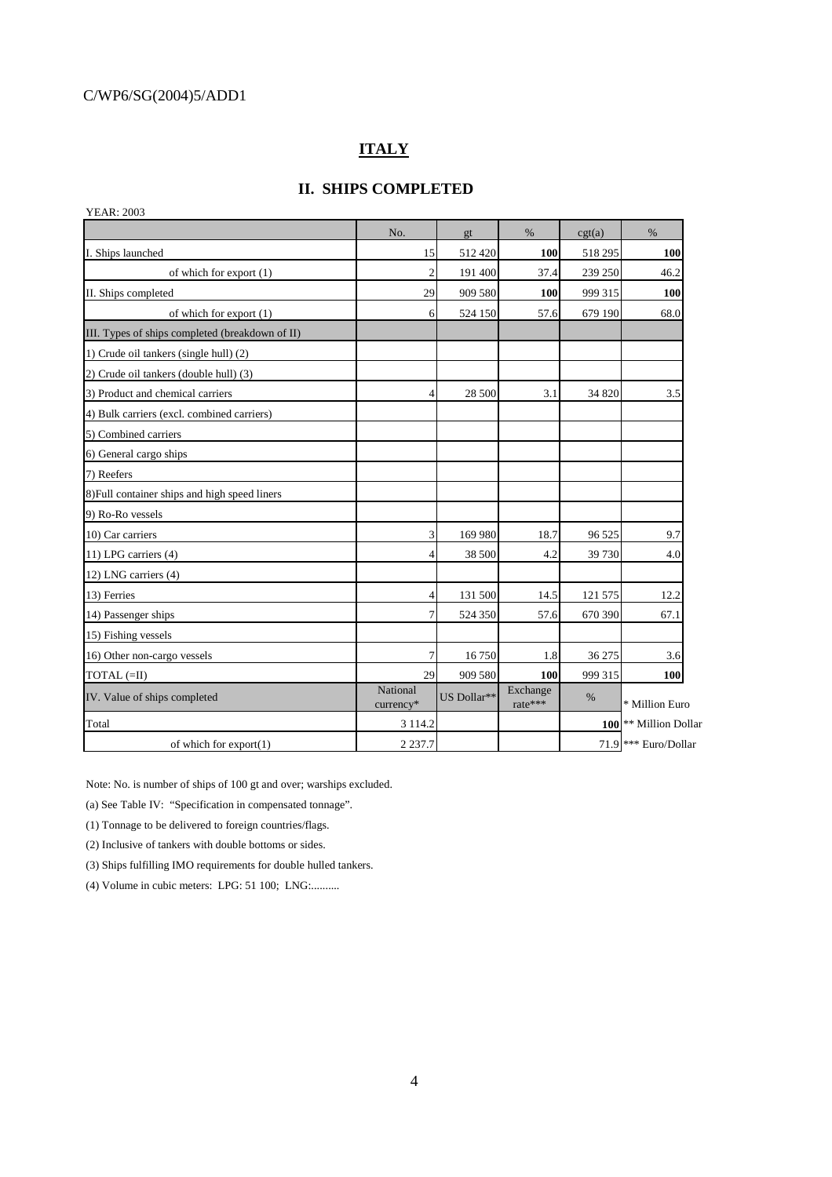C/WP6/SG(2004)5/ADD1

# ITALY

## II. SHIPS COMPLETED

YEAR: 2003

| | No. | gt | % | cgt(a) | % |
|---|---|---|---|---|---|
| I. Ships launched | 15 | 512 420 | **100** | 518 295 | **100** |
| of which for export (1) | 2 | 191 400 | 37.4 | 239 250 | 46.2 |
| II. Ships completed | 29 | 909 580 | **100** | 999 315 | **100** |
| of which for export (1) | 6 | 524 150 | 57.6 | 679 190 | 68.0 |
| III. Types of ships completed (breakdown of II) | | | | | |
| 1) Crude oil tankers (single hull) (2) | | | | | |
| 2) Crude oil tankers (double hull) (3) | | | | | |
| 3) Product and chemical carriers | 4 | 28 500 | 3.1 | 34 820 | 3.5 |
| 4) Bulk carriers (excl. combined carriers) | | | | | |
| 5) Combined carriers | | | | | |
| 6) General cargo ships | | | | | |
| 7) Reefers | | | | | |
| 8)Full container ships and high speed liners | | | | | |
| 9) Ro-Ro vessels | | | | | |
| 10) Car carriers | 3 | 169 980 | 18.7 | 96 525 | 9.7 |
| 11) LPG carriers (4) | 4 | 38 500 | 4.2 | 39 730 | 4.0 |
| 12) LNG carriers (4) | | | | | |
| 13) Ferries | 4 | 131 500 | 14.5 | 121 575 | 12.2 |
| 14) Passenger ships | 7 | 524 350 | 57.6 | 670 390 | 67.1 |
| 15) Fishing vessels | | | | | |
| 16) Other non-cargo vessels | 7 | 16 750 | 1.8 | 36 275 | 3.6 |
| TOTAL (=II) | 29 | 909 580 | **100** | 999 315 | **100** |

| IV. Value of ships completed | National currency* | US Dollar** | Exchange rate*** | % | |
|---|---|---|---|---|---|
| Total | 3 114.2 | | | **100** | |
| of which for export(1) | 2 237.7 | | | 71.9 | |

\* Million Euro
\*\* Million Dollar
\*\*\* Euro/Dollar

Note: No. is number of ships of 100 gt and over; warships excluded.

(a) See Table IV: "Specification in compensated tonnage".

(1) Tonnage to be delivered to foreign countries/flags.

(2) Inclusive of tankers with double bottoms or sides.

(3) Ships fulfilling IMO requirements for double hulled tankers.

(4) Volume in cubic meters: LPG: 51 100; LNG:..........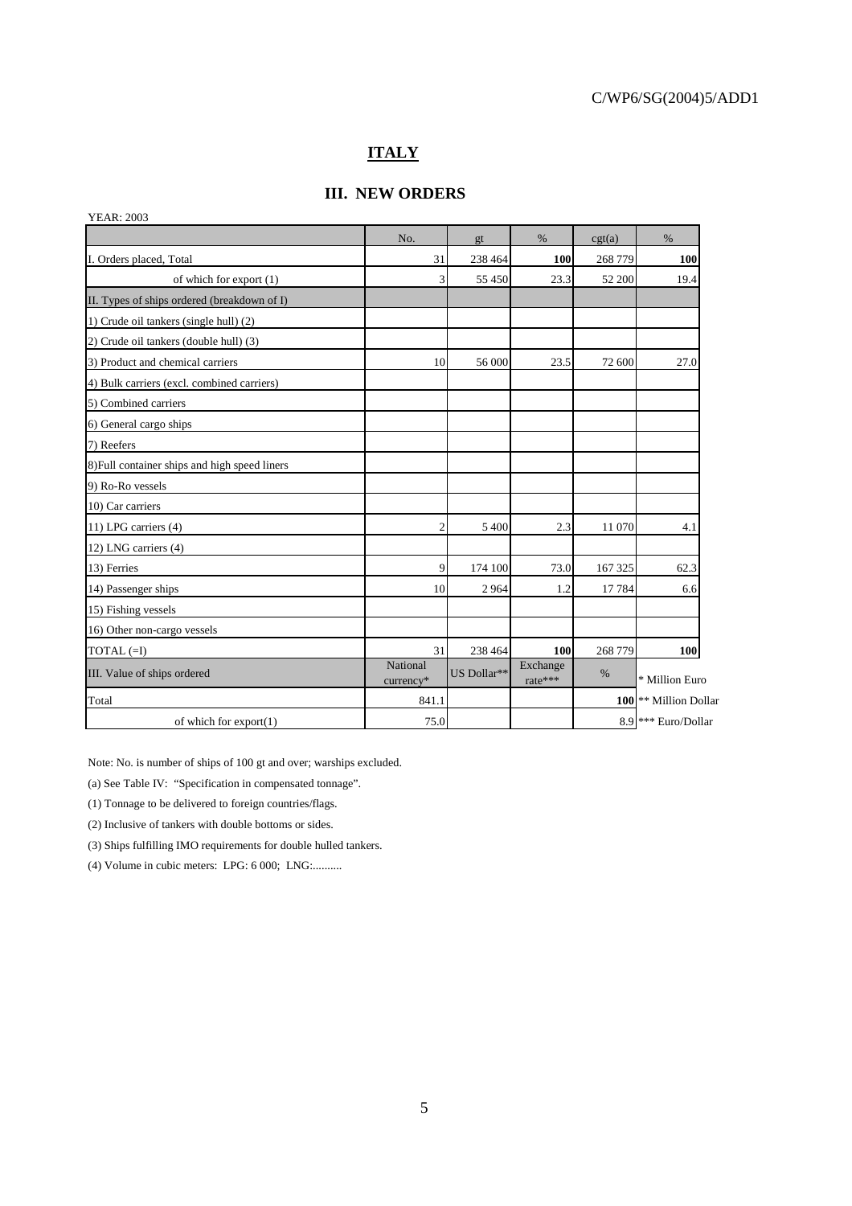## ITALY

### III. NEW ORDERS

YEAR: 2003

| | No. | gt | % | cgt(a) | % | |
|---|---|---|---|---|---|---|
| I. Orders placed, Total | 31 | 238 464 | **100** | 268 779 | **100** | |
| of which for export (1) | 3 | 55 450 | 23.3 | 52 200 | 19.4 | |
| II. Types of ships ordered (breakdown of I) | | | | | | |
| 1) Crude oil tankers (single hull) (2) | | | | | | |
| 2) Crude oil tankers (double hull) (3) | | | | | | |
| 3) Product and chemical carriers | 10 | 56 000 | 23.5 | 72 600 | 27.0 | |
| 4) Bulk carriers (excl. combined carriers) | | | | | | |
| 5) Combined carriers | | | | | | |
| 6) General cargo ships | | | | | | |
| 7) Reefers | | | | | | |
| 8)Full container ships and high speed liners | | | | | | |
| 9) Ro-Ro vessels | | | | | | |
| 10) Car carriers | | | | | | |
| 11) LPG carriers (4) | 2 | 5 400 | 2.3 | 11 070 | 4.1 | |
| 12) LNG carriers (4) | | | | | | |
| 13) Ferries | 9 | 174 100 | 73.0 | 167 325 | 62.3 | |
| 14) Passenger ships | 10 | 2 964 | 1.2 | 17 784 | 6.6 | |
| 15) Fishing vessels | | | | | | |
| 16) Other non-cargo vessels | | | | | | |
| TOTAL (=I) | 31 | 238 464 | **100** | 268 779 | **100** | |
| III. Value of ships ordered | National currency* | US Dollar** | Exchange rate*** | % | | * Million Euro |
| Total | 841.1 | | | **100** | | ** Million Dollar |
| of which for export(1) | 75.0 | | | 8.9 | | *** Euro/Dollar |

Note: No. is number of ships of 100 gt and over; warships excluded.

(a) See Table IV: "Specification in compensated tonnage".

(1) Tonnage to be delivered to foreign countries/flags.

(2) Inclusive of tankers with double bottoms or sides.

(3) Ships fulfilling IMO requirements for double hulled tankers.

(4) Volume in cubic meters: LPG: 6 000; LNG:..........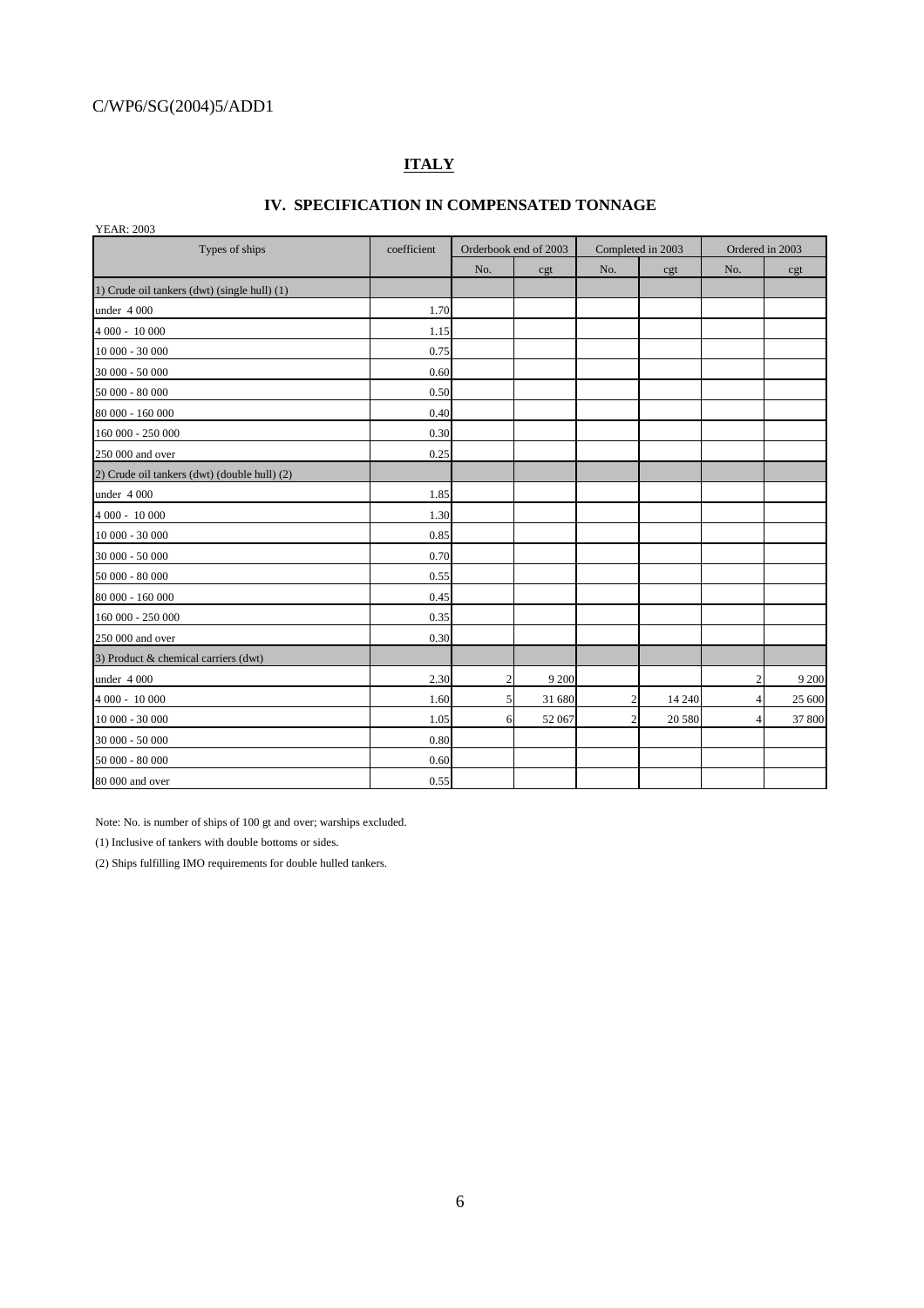C/WP6/SG(2004)5/ADD1

# ITALY

## IV. SPECIFICATION IN COMPENSATED TONNAGE

YEAR: 2003

| Types of ships | coefficient | Orderbook end of 2003 | | Completed in 2003 | | Ordered in 2003 | |
|---|---|---|---|---|---|---|---|
| | | No. | cgt | No. | cgt | No. | cgt |
| 1) Crude oil tankers (dwt) (single hull) (1) | | | | | | | |
| under 4 000 | 1.70 | | | | | | |
| 4 000 - 10 000 | 1.15 | | | | | | |
| 10 000 - 30 000 | 0.75 | | | | | | |
| 30 000 - 50 000 | 0.60 | | | | | | |
| 50 000 - 80 000 | 0.50 | | | | | | |
| 80 000 - 160 000 | 0.40 | | | | | | |
| 160 000 - 250 000 | 0.30 | | | | | | |
| 250 000 and over | 0.25 | | | | | | |
| 2) Crude oil tankers (dwt) (double hull) (2) | | | | | | | |
| under 4 000 | 1.85 | | | | | | |
| 4 000 - 10 000 | 1.30 | | | | | | |
| 10 000 - 30 000 | 0.85 | | | | | | |
| 30 000 - 50 000 | 0.70 | | | | | | |
| 50 000 - 80 000 | 0.55 | | | | | | |
| 80 000 - 160 000 | 0.45 | | | | | | |
| 160 000 - 250 000 | 0.35 | | | | | | |
| 250 000 and over | 0.30 | | | | | | |
| 3) Product & chemical carriers (dwt) | | | | | | | |
| under 4 000 | 2.30 | 2 | 9 200 | | | 2 | 9 200 |
| 4 000 - 10 000 | 1.60 | 5 | 31 680 | 2 | 14 240 | 4 | 25 600 |
| 10 000 - 30 000 | 1.05 | 6 | 52 067 | 2 | 20 580 | 4 | 37 800 |
| 30 000 - 50 000 | 0.80 | | | | | | |
| 50 000 - 80 000 | 0.60 | | | | | | |
| 80 000 and over | 0.55 | | | | | | |

Note: No. is number of ships of 100 gt and over; warships excluded.

(1) Inclusive of tankers with double bottoms or sides.

(2) Ships fulfilling IMO requirements for double hulled tankers.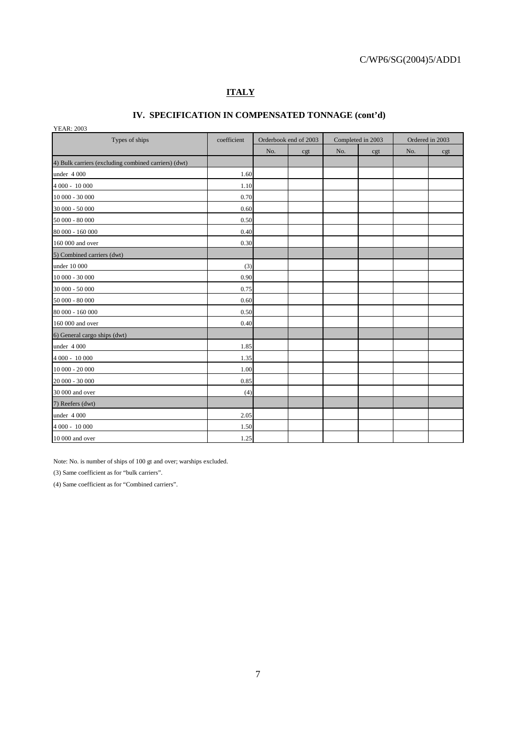## ITALY

### IV. SPECIFICATION IN COMPENSATED TONNAGE (cont'd)

YEAR: 2003

| Types of ships | coefficient | Orderbook end of 2003 | | Completed in 2003 | | Ordered in 2003 | |
|---|---|---|---|---|---|---|---|
| | | No. | cgt | No. | cgt | No. | cgt |
| 4) Bulk carriers (excluding combined carriers) (dwt) | | | | | | | |
| under 4 000 | 1.60 | | | | | | |
| 4 000 - 10 000 | 1.10 | | | | | | |
| 10 000 - 30 000 | 0.70 | | | | | | |
| 30 000 - 50 000 | 0.60 | | | | | | |
| 50 000 - 80 000 | 0.50 | | | | | | |
| 80 000 - 160 000 | 0.40 | | | | | | |
| 160 000 and over | 0.30 | | | | | | |
| 5) Combined carriers (dwt) | | | | | | | |
| under 10 000 | (3) | | | | | | |
| 10 000 - 30 000 | 0.90 | | | | | | |
| 30 000 - 50 000 | 0.75 | | | | | | |
| 50 000 - 80 000 | 0.60 | | | | | | |
| 80 000 - 160 000 | 0.50 | | | | | | |
| 160 000 and over | 0.40 | | | | | | |
| 6) General cargo ships (dwt) | | | | | | | |
| under 4 000 | 1.85 | | | | | | |
| 4 000 - 10 000 | 1.35 | | | | | | |
| 10 000 - 20 000 | 1.00 | | | | | | |
| 20 000 - 30 000 | 0.85 | | | | | | |
| 30 000 and over | (4) | | | | | | |
| 7) Reefers (dwt) | | | | | | | |
| under 4 000 | 2.05 | | | | | | |
| 4 000 - 10 000 | 1.50 | | | | | | |
| 10 000 and over | 1.25 | | | | | | |

Note: No. is number of ships of 100 gt and over; warships excluded.

(3) Same coefficient as for "bulk carriers".

(4) Same coefficient as for "Combined carriers".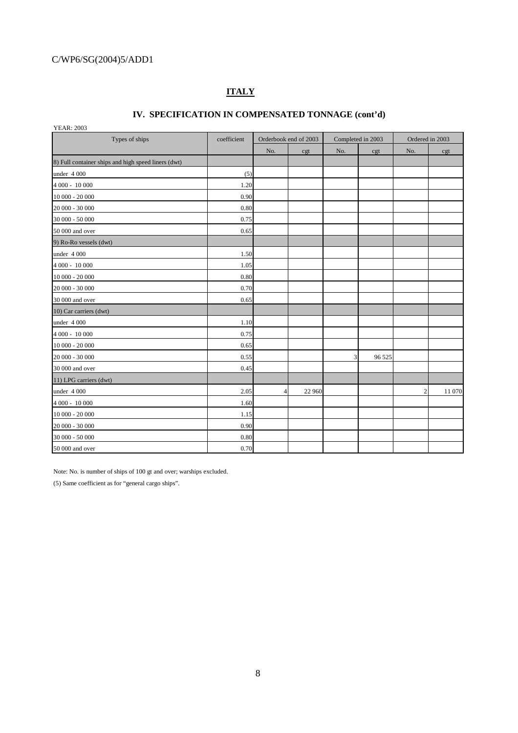## ITALY

### IV. SPECIFICATION IN COMPENSATED TONNAGE (cont'd)

YEAR: 2003

| Types of ships | coefficient | Orderbook end of 2003 | | Completed in 2003 | | Ordered in 2003 | |
|---|---|---|---|---|---|---|---|
| | | No. | cgt | No. | cgt | No. | cgt |
| 8) Full container ships and high speed liners (dwt) | | | | | | | |
| under 4 000 | (5) | | | | | | |
| 4 000 - 10 000 | 1.20 | | | | | | |
| 10 000 - 20 000 | 0.90 | | | | | | |
| 20 000 - 30 000 | 0.80 | | | | | | |
| 30 000 - 50 000 | 0.75 | | | | | | |
| 50 000 and over | 0.65 | | | | | | |
| 9) Ro-Ro vessels (dwt) | | | | | | | |
| under 4 000 | 1.50 | | | | | | |
| 4 000 - 10 000 | 1.05 | | | | | | |
| 10 000 - 20 000 | 0.80 | | | | | | |
| 20 000 - 30 000 | 0.70 | | | | | | |
| 30 000 and over | 0.65 | | | | | | |
| 10) Car carriers (dwt) | | | | | | | |
| under 4 000 | 1.10 | | | | | | |
| 4 000 - 10 000 | 0.75 | | | | | | |
| 10 000 - 20 000 | 0.65 | | | | | | |
| 20 000 - 30 000 | 0.55 | | | 3 | 96 525 | | |
| 30 000 and over | 0.45 | | | | | | |
| 11) LPG carriers (dwt) | | | | | | | |
| under 4 000 | 2.05 | 4 | 22 960 | | | 2 | 11 070 |
| 4 000 - 10 000 | 1.60 | | | | | | |
| 10 000 - 20 000 | 1.15 | | | | | | |
| 20 000 - 30 000 | 0.90 | | | | | | |
| 30 000 - 50 000 | 0.80 | | | | | | |
| 50 000 and over | 0.70 | | | | | | |

Note: No. is number of ships of 100 gt and over; warships excluded.

(5) Same coefficient as for "general cargo ships".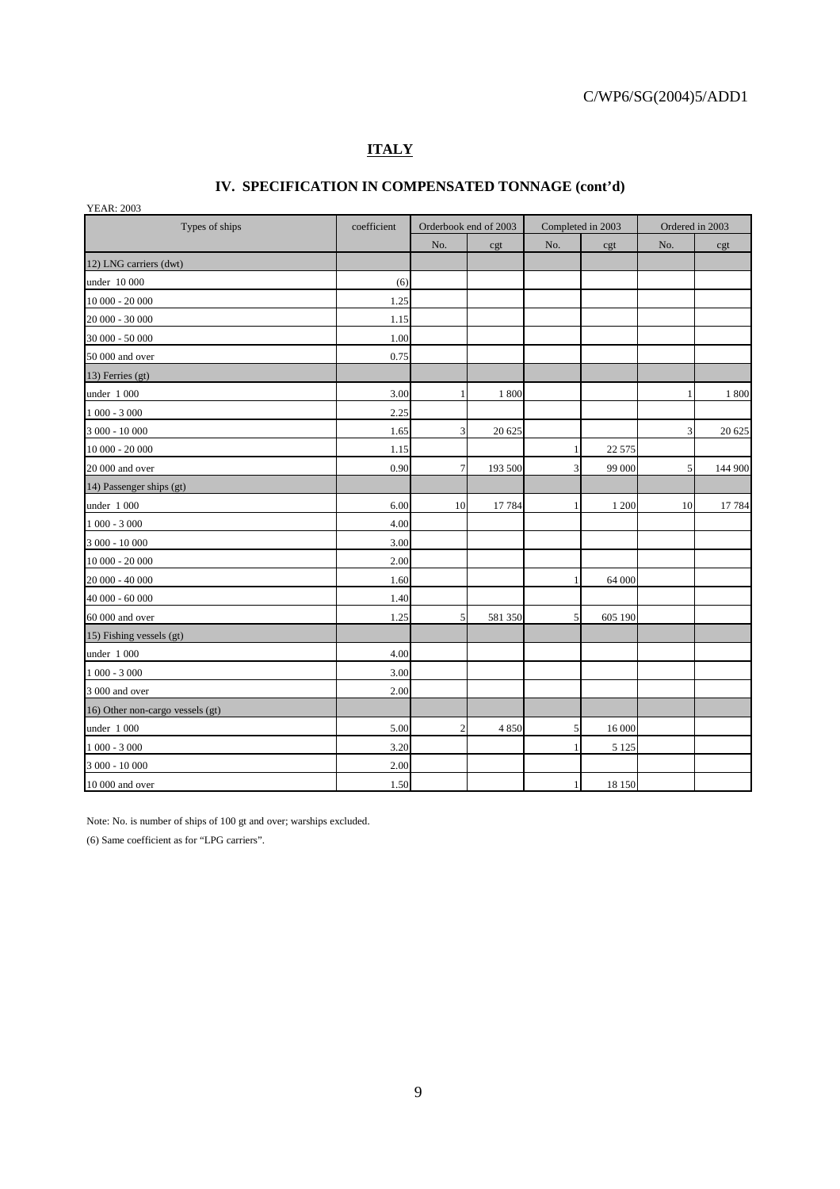## ITALY

### IV. SPECIFICATION IN COMPENSATED TONNAGE (cont'd)

YEAR: 2003

| Types of ships | coefficient | Orderbook end of 2003 | | Completed in 2003 | | Ordered in 2003 | |
|---|---|---|---|---|---|---|---|
| | | No. | cgt | No. | cgt | No. | cgt |
| 12) LNG carriers (dwt) | | | | | | | |
| under 10 000 | (6) | | | | | | |
| 10 000 - 20 000 | 1.25 | | | | | | |
| 20 000 - 30 000 | 1.15 | | | | | | |
| 30 000 - 50 000 | 1.00 | | | | | | |
| 50 000 and over | 0.75 | | | | | | |
| 13) Ferries (gt) | | | | | | | |
| under 1 000 | 3.00 | 1 | 1 800 | | | 1 | 1 800 |
| 1 000 - 3 000 | 2.25 | | | | | | |
| 3 000 - 10 000 | 1.65 | 3 | 20 625 | | | 3 | 20 625 |
| 10 000 - 20 000 | 1.15 | | | 1 | 22 575 | | |
| 20 000 and over | 0.90 | 7 | 193 500 | 3 | 99 000 | 5 | 144 900 |
| 14) Passenger ships (gt) | | | | | | | |
| under 1 000 | 6.00 | 10 | 17 784 | 1 | 1 200 | 10 | 17 784 |
| 1 000 - 3 000 | 4.00 | | | | | | |
| 3 000 - 10 000 | 3.00 | | | | | | |
| 10 000 - 20 000 | 2.00 | | | | | | |
| 20 000 - 40 000 | 1.60 | | | 1 | 64 000 | | |
| 40 000 - 60 000 | 1.40 | | | | | | |
| 60 000 and over | 1.25 | 5 | 581 350 | 5 | 605 190 | | |
| 15) Fishing vessels (gt) | | | | | | | |
| under 1 000 | 4.00 | | | | | | |
| 1 000 - 3 000 | 3.00 | | | | | | |
| 3 000 and over | 2.00 | | | | | | |
| 16) Other non-cargo vessels (gt) | | | | | | | |
| under 1 000 | 5.00 | 2 | 4 850 | 5 | 16 000 | | |
| 1 000 - 3 000 | 3.20 | | | 1 | 5 125 | | |
| 3 000 - 10 000 | 2.00 | | | | | | |
| 10 000 and over | 1.50 | | | 1 | 18 150 | | |

Note: No. is number of ships of 100 gt and over; warships excluded.

(6) Same coefficient as for "LPG carriers".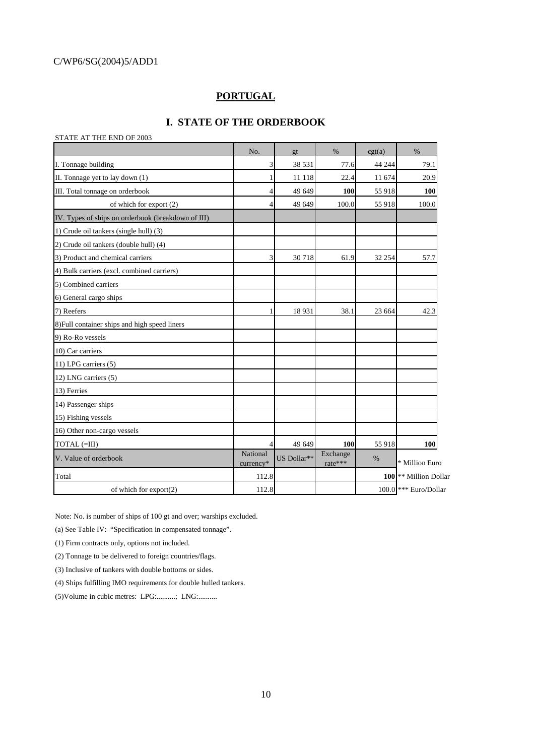## PORTUGAL

### I. STATE OF THE ORDERBOOK

STATE AT THE END OF 2003

| | No. | gt | % | cgt(a) | % | |
|---|---|---|---|---|---|---|
| I. Tonnage building | 3 | 38 531 | 77.6 | 44 244 | 79.1 | |
| II. Tonnage yet to lay down (1) | 1 | 11 118 | 22.4 | 11 674 | 20.9 | |
| III. Total tonnage on orderbook | 4 | 49 649 | **100** | 55 918 | **100** | |
| of which for export (2) | 4 | 49 649 | 100.0 | 55 918 | 100.0 | |
| IV. Types of ships on orderbook (breakdown of III) | | | | | | |
| 1) Crude oil tankers (single hull) (3) | | | | | | |
| 2) Crude oil tankers (double hull) (4) | | | | | | |
| 3) Product and chemical carriers | 3 | 30 718 | 61.9 | 32 254 | 57.7 | |
| 4) Bulk carriers (excl. combined carriers) | | | | | | |
| 5) Combined carriers | | | | | | |
| 6) General cargo ships | | | | | | |
| 7) Reefers | 1 | 18 931 | 38.1 | 23 664 | 42.3 | |
| 8)Full container ships and high speed liners | | | | | | |
| 9) Ro-Ro vessels | | | | | | |
| 10) Car carriers | | | | | | |
| 11) LPG carriers (5) | | | | | | |
| 12) LNG carriers (5) | | | | | | |
| 13) Ferries | | | | | | |
| 14) Passenger ships | | | | | | |
| 15) Fishing vessels | | | | | | |
| 16) Other non-cargo vessels | | | | | | |
| TOTAL (=III) | 4 | 49 649 | **100** | 55 918 | **100** | |
| V. Value of orderbook | National currency* | US Dollar** | Exchange rate*** | % | | * Million Euro |
| Total | 112.8 | | | **100** | | ** Million Dollar |
| of which for export(2) | 112.8 | | | 100.0 | | *** Euro/Dollar |

Note: No. is number of ships of 100 gt and over; warships excluded.

(a) See Table IV: "Specification in compensated tonnage".

(1) Firm contracts only, options not included.

(2) Tonnage to be delivered to foreign countries/flags.

(3) Inclusive of tankers with double bottoms or sides.

(4) Ships fulfilling IMO requirements for double hulled tankers.

(5)Volume in cubic metres: LPG:..........; LNG:..........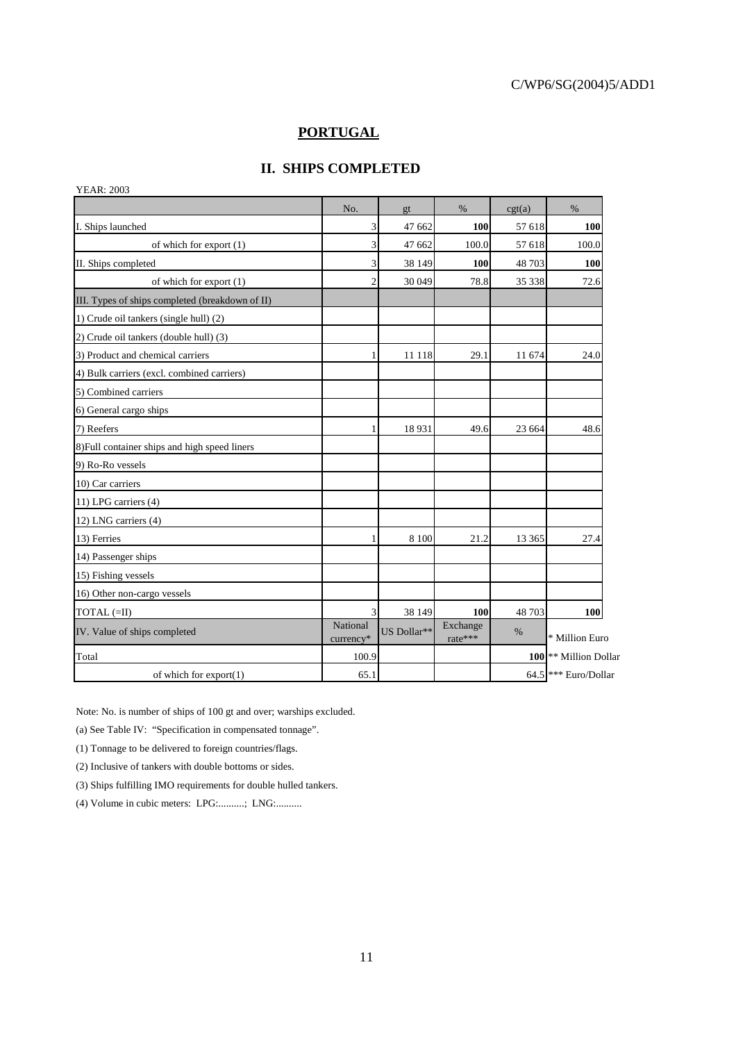## PORTUGAL

## II. SHIPS COMPLETED

YEAR: 2003

| | No. | gt | % | cgt(a) | % |
|---|---|---|---|---|---|
| I. Ships launched | 3 | 47 662 | **100** | 57 618 | **100** |
| of which for export (1) | 3 | 47 662 | 100.0 | 57 618 | 100.0 |
| II. Ships completed | 3 | 38 149 | **100** | 48 703 | **100** |
| of which for export (1) | 2 | 30 049 | 78.8 | 35 338 | 72.6 |
| III. Types of ships completed (breakdown of II) | | | | | |
| 1) Crude oil tankers (single hull) (2) | | | | | |
| 2) Crude oil tankers (double hull) (3) | | | | | |
| 3) Product and chemical carriers | 1 | 11 118 | 29.1 | 11 674 | 24.0 |
| 4) Bulk carriers (excl. combined carriers) | | | | | |
| 5) Combined carriers | | | | | |
| 6) General cargo ships | | | | | |
| 7) Reefers | 1 | 18 931 | 49.6 | 23 664 | 48.6 |
| 8)Full container ships and high speed liners | | | | | |
| 9) Ro-Ro vessels | | | | | |
| 10) Car carriers | | | | | |
| 11) LPG carriers (4) | | | | | |
| 12) LNG carriers (4) | | | | | |
| 13) Ferries | 1 | 8 100 | 21.2 | 13 365 | 27.4 |
| 14) Passenger ships | | | | | |
| 15) Fishing vessels | | | | | |
| 16) Other non-cargo vessels | | | | | |
| TOTAL (=II) | 3 | 38 149 | **100** | 48 703 | **100** |
| IV. Value of ships completed | National currency* | US Dollar** | Exchange rate*** | % | * Million Euro |
| Total | 100.9 | | | **100** | ** Million Dollar |
| of which for export(1) | 65.1 | | | 64.5 | *** Euro/Dollar |

Note: No. is number of ships of 100 gt and over; warships excluded.

(a) See Table IV: "Specification in compensated tonnage".

(1) Tonnage to be delivered to foreign countries/flags.

(2) Inclusive of tankers with double bottoms or sides.

(3) Ships fulfilling IMO requirements for double hulled tankers.

(4) Volume in cubic meters: LPG:..........; LNG:..........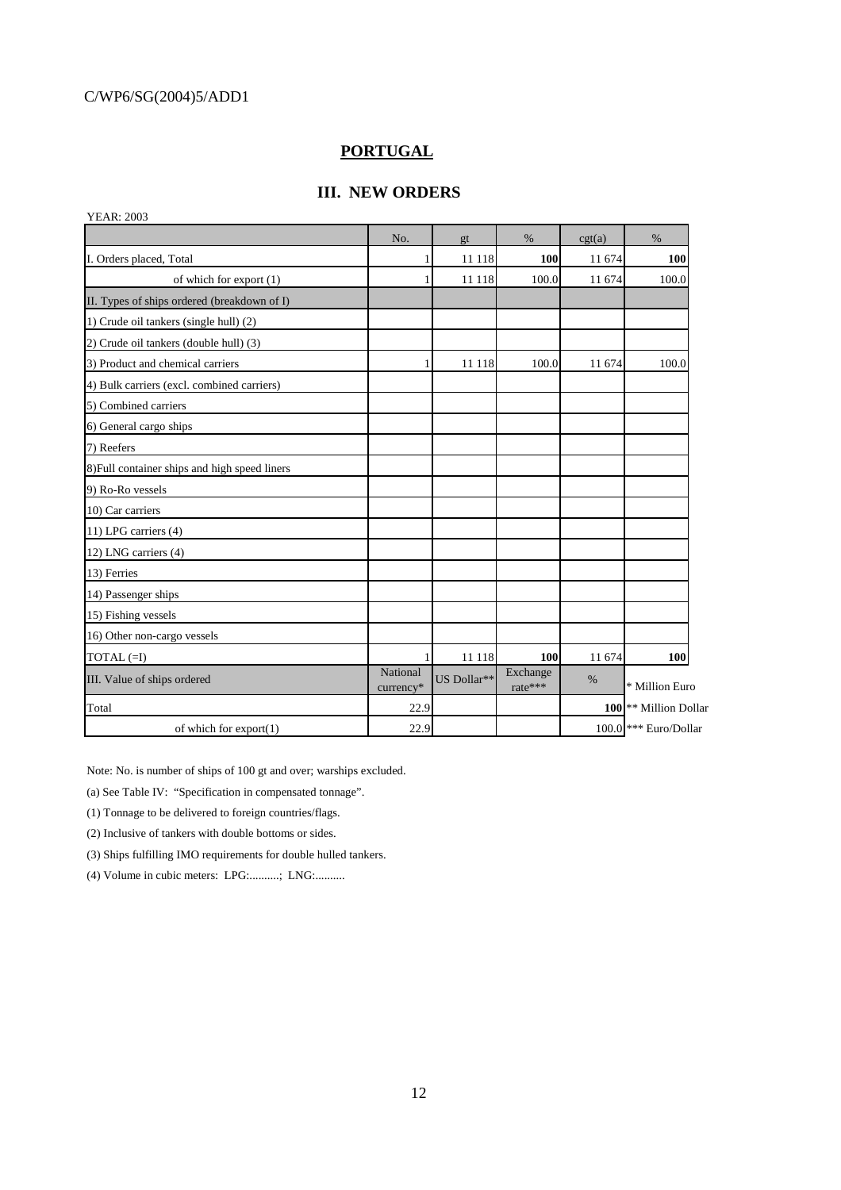## PORTUGAL

### III. NEW ORDERS

YEAR: 2003

| | No. | gt | % | cgt(a) | % |
|---|---|---|---|---|---|
| I. Orders placed, Total | 1 | 11 118 | **100** | 11 674 | **100** |
| of which for export (1) | 1 | 11 118 | 100.0 | 11 674 | 100.0 |
| II. Types of ships ordered (breakdown of I) | | | | | |
| 1) Crude oil tankers (single hull) (2) | | | | | |
| 2) Crude oil tankers (double hull) (3) | | | | | |
| 3) Product and chemical carriers | 1 | 11 118 | 100.0 | 11 674 | 100.0 |
| 4) Bulk carriers (excl. combined carriers) | | | | | |
| 5) Combined carriers | | | | | |
| 6) General cargo ships | | | | | |
| 7) Reefers | | | | | |
| 8)Full container ships and high speed liners | | | | | |
| 9) Ro-Ro vessels | | | | | |
| 10) Car carriers | | | | | |
| 11) LPG carriers (4) | | | | | |
| 12) LNG carriers (4) | | | | | |
| 13) Ferries | | | | | |
| 14) Passenger ships | | | | | |
| 15) Fishing vessels | | | | | |
| 16) Other non-cargo vessels | | | | | |
| TOTAL (=I) | 1 | 11 118 | **100** | 11 674 | **100** |
| III. Value of ships ordered | National currency* | US Dollar** | Exchange rate*** | % | * Million Euro |
| Total | 22.9 | | | **100** | ** Million Dollar |
| of which for export(1) | 22.9 | | | 100.0 | *** Euro/Dollar |

Note: No. is number of ships of 100 gt and over; warships excluded.

(a) See Table IV: "Specification in compensated tonnage".

(1) Tonnage to be delivered to foreign countries/flags.

(2) Inclusive of tankers with double bottoms or sides.

(3) Ships fulfilling IMO requirements for double hulled tankers.

(4) Volume in cubic meters: LPG:..........; LNG:..........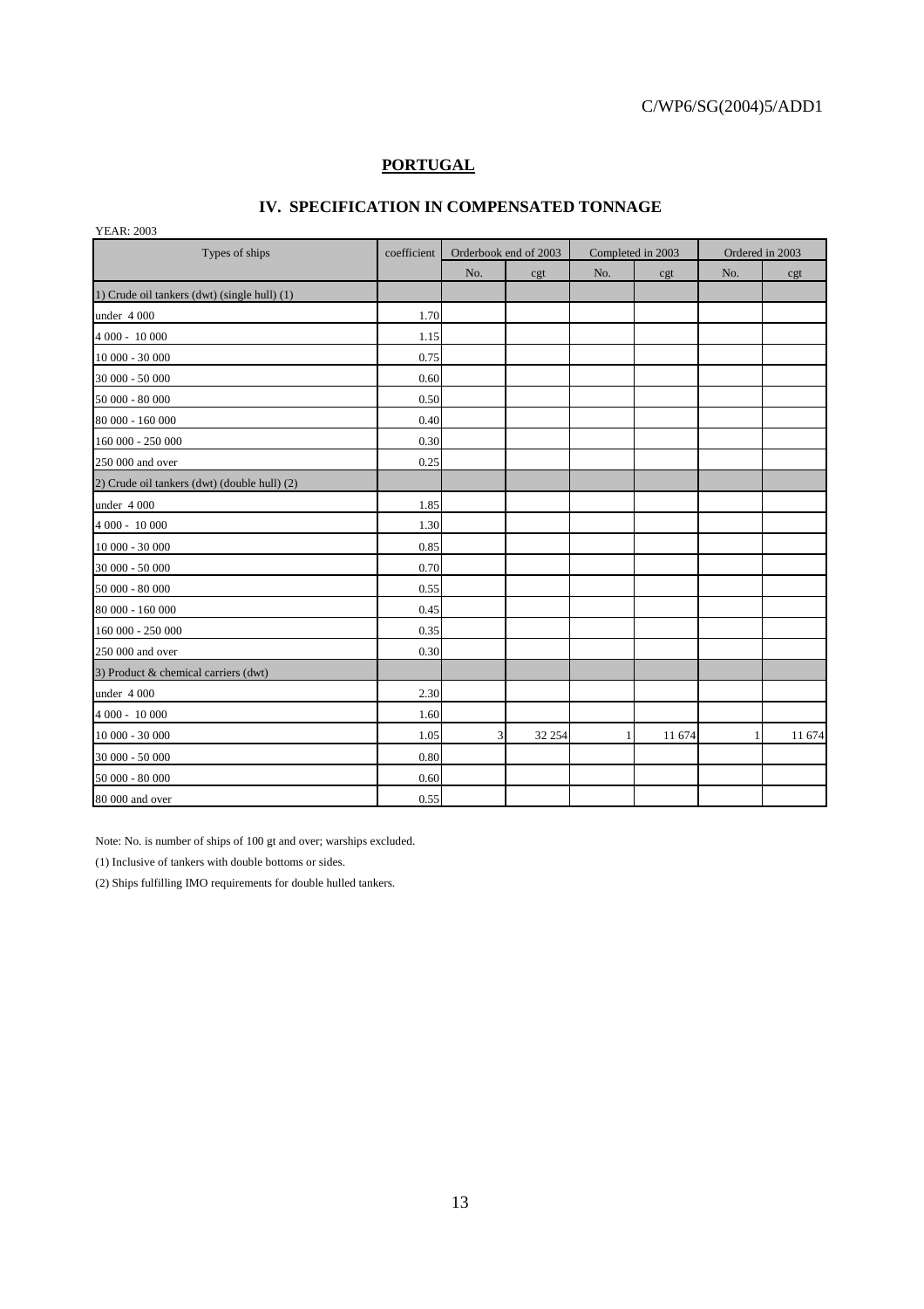C/WP6/SG(2004)5/ADD1

## PORTUGAL

### IV. SPECIFICATION IN COMPENSATED TONNAGE

YEAR: 2003

| Types of ships | coefficient | Orderbook end of 2003 | | Completed in 2003 | | Ordered in 2003 | |
|---|---|---|---|---|---|---|---|
| | | No. | cgt | No. | cgt | No. | cgt |
| 1) Crude oil tankers (dwt) (single hull) (1) | | | | | | | |
| under 4 000 | 1.70 | | | | | | |
| 4 000 - 10 000 | 1.15 | | | | | | |
| 10 000 - 30 000 | 0.75 | | | | | | |
| 30 000 - 50 000 | 0.60 | | | | | | |
| 50 000 - 80 000 | 0.50 | | | | | | |
| 80 000 - 160 000 | 0.40 | | | | | | |
| 160 000 - 250 000 | 0.30 | | | | | | |
| 250 000 and over | 0.25 | | | | | | |
| 2) Crude oil tankers (dwt) (double hull) (2) | | | | | | | |
| under 4 000 | 1.85 | | | | | | |
| 4 000 - 10 000 | 1.30 | | | | | | |
| 10 000 - 30 000 | 0.85 | | | | | | |
| 30 000 - 50 000 | 0.70 | | | | | | |
| 50 000 - 80 000 | 0.55 | | | | | | |
| 80 000 - 160 000 | 0.45 | | | | | | |
| 160 000 - 250 000 | 0.35 | | | | | | |
| 250 000 and over | 0.30 | | | | | | |
| 3) Product & chemical carriers (dwt) | | | | | | | |
| under 4 000 | 2.30 | | | | | | |
| 4 000 - 10 000 | 1.60 | | | | | | |
| 10 000 - 30 000 | 1.05 | 3 | 32 254 | 1 | 11 674 | 1 | 11 674 |
| 30 000 - 50 000 | 0.80 | | | | | | |
| 50 000 - 80 000 | 0.60 | | | | | | |
| 80 000 and over | 0.55 | | | | | | |

Note: No. is number of ships of 100 gt and over; warships excluded.

(1) Inclusive of tankers with double bottoms or sides.

(2) Ships fulfilling IMO requirements for double hulled tankers.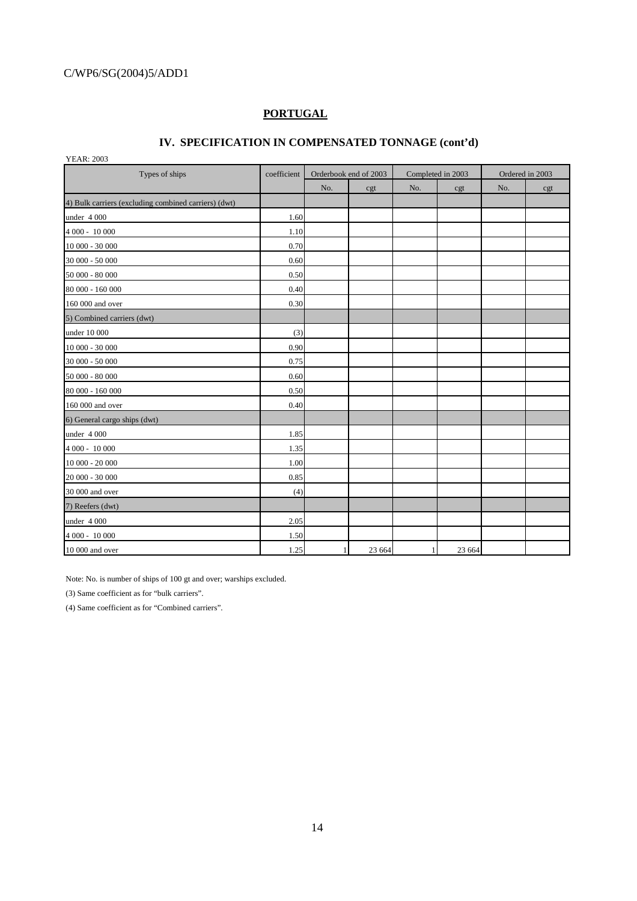C/WP6/SG(2004)5/ADD1

## PORTUGAL

### IV. SPECIFICATION IN COMPENSATED TONNAGE (cont'd)

YEAR: 2003

| Types of ships | coefficient | Orderbook end of 2003 | | Completed in 2003 | | Ordered in 2003 | |
|---|---|---|---|---|---|---|---|
| | | No. | cgt | No. | cgt | No. | cgt |
| 4) Bulk carriers (excluding combined carriers) (dwt) | | | | | | | |
| under 4 000 | 1.60 | | | | | | |
| 4 000 - 10 000 | 1.10 | | | | | | |
| 10 000 - 30 000 | 0.70 | | | | | | |
| 30 000 - 50 000 | 0.60 | | | | | | |
| 50 000 - 80 000 | 0.50 | | | | | | |
| 80 000 - 160 000 | 0.40 | | | | | | |
| 160 000 and over | 0.30 | | | | | | |
| 5) Combined carriers (dwt) | | | | | | | |
| under 10 000 | (3) | | | | | | |
| 10 000 - 30 000 | 0.90 | | | | | | |
| 30 000 - 50 000 | 0.75 | | | | | | |
| 50 000 - 80 000 | 0.60 | | | | | | |
| 80 000 - 160 000 | 0.50 | | | | | | |
| 160 000 and over | 0.40 | | | | | | |
| 6) General cargo ships (dwt) | | | | | | | |
| under 4 000 | 1.85 | | | | | | |
| 4 000 - 10 000 | 1.35 | | | | | | |
| 10 000 - 20 000 | 1.00 | | | | | | |
| 20 000 - 30 000 | 0.85 | | | | | | |
| 30 000 and over | (4) | | | | | | |
| 7) Reefers (dwt) | | | | | | | |
| under 4 000 | 2.05 | | | | | | |
| 4 000 - 10 000 | 1.50 | | | | | | |
| 10 000 and over | 1.25 | 1 | 23 664 | 1 | 23 664 | | |

Note: No. is number of ships of 100 gt and over; warships excluded.

(3) Same coefficient as for "bulk carriers".

(4) Same coefficient as for "Combined carriers".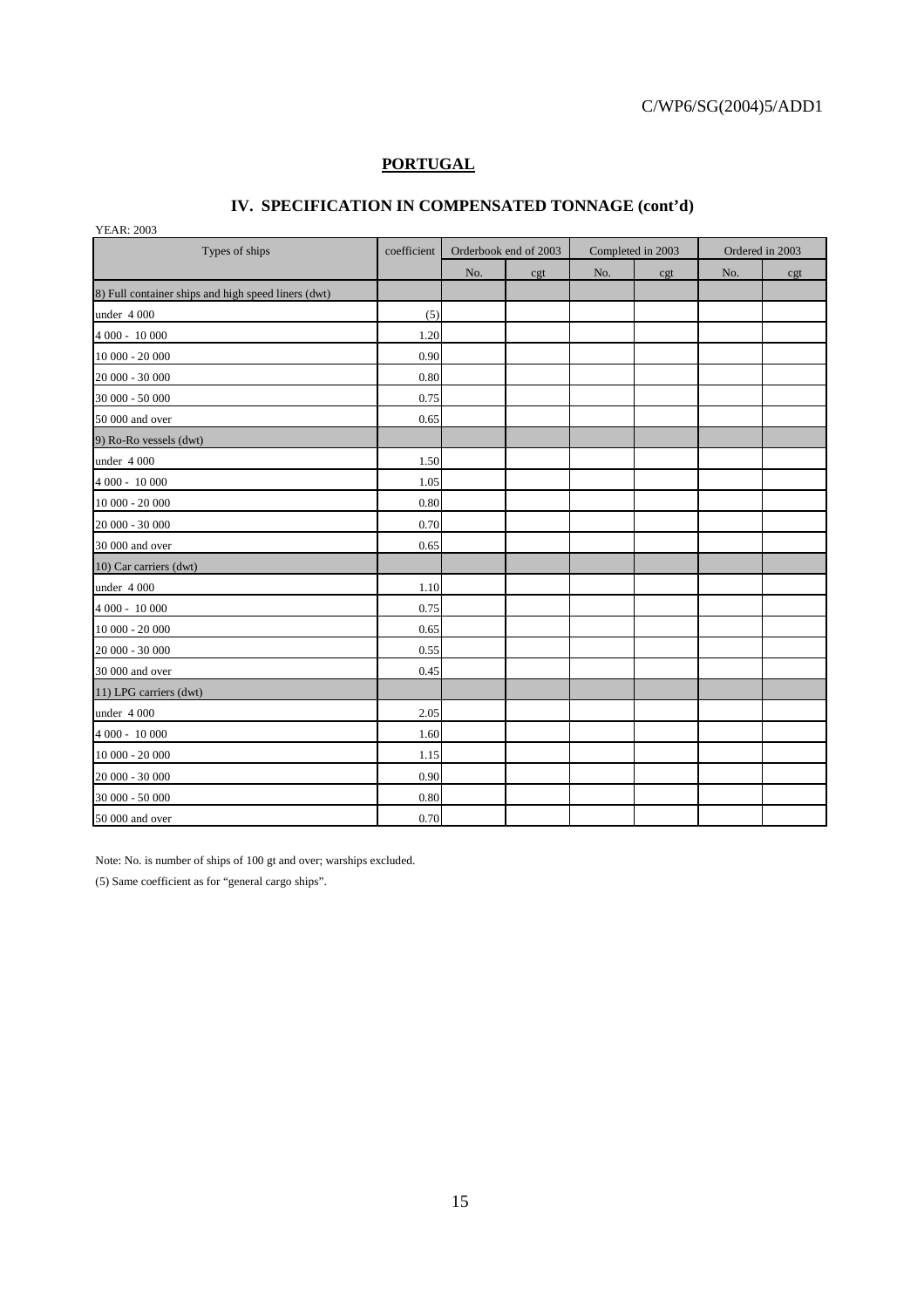## PORTUGAL

## IV. SPECIFICATION IN COMPENSATED TONNAGE (cont'd)

YEAR: 2003

| Types of ships | coefficient | Orderbook end of 2003 | | Completed in 2003 | | Ordered in 2003 | |
|---|---|---|---|---|---|---|---|
| | | No. | cgt | No. | cgt | No. | cgt |
| 8) Full container ships and high speed liners (dwt) | | | | | | | |
| under 4 000 | (5) | | | | | | |
| 4 000 - 10 000 | 1.20 | | | | | | |
| 10 000 - 20 000 | 0.90 | | | | | | |
| 20 000 - 30 000 | 0.80 | | | | | | |
| 30 000 - 50 000 | 0.75 | | | | | | |
| 50 000 and over | 0.65 | | | | | | |
| 9) Ro-Ro vessels (dwt) | | | | | | | |
| under 4 000 | 1.50 | | | | | | |
| 4 000 - 10 000 | 1.05 | | | | | | |
| 10 000 - 20 000 | 0.80 | | | | | | |
| 20 000 - 30 000 | 0.70 | | | | | | |
| 30 000 and over | 0.65 | | | | | | |
| 10) Car carriers (dwt) | | | | | | | |
| under 4 000 | 1.10 | | | | | | |
| 4 000 - 10 000 | 0.75 | | | | | | |
| 10 000 - 20 000 | 0.65 | | | | | | |
| 20 000 - 30 000 | 0.55 | | | | | | |
| 30 000 and over | 0.45 | | | | | | |
| 11) LPG carriers (dwt) | | | | | | | |
| under 4 000 | 2.05 | | | | | | |
| 4 000 - 10 000 | 1.60 | | | | | | |
| 10 000 - 20 000 | 1.15 | | | | | | |
| 20 000 - 30 000 | 0.90 | | | | | | |
| 30 000 - 50 000 | 0.80 | | | | | | |
| 50 000 and over | 0.70 | | | | | | |

Note: No. is number of ships of 100 gt and over; warships excluded.

(5) Same coefficient as for "general cargo ships".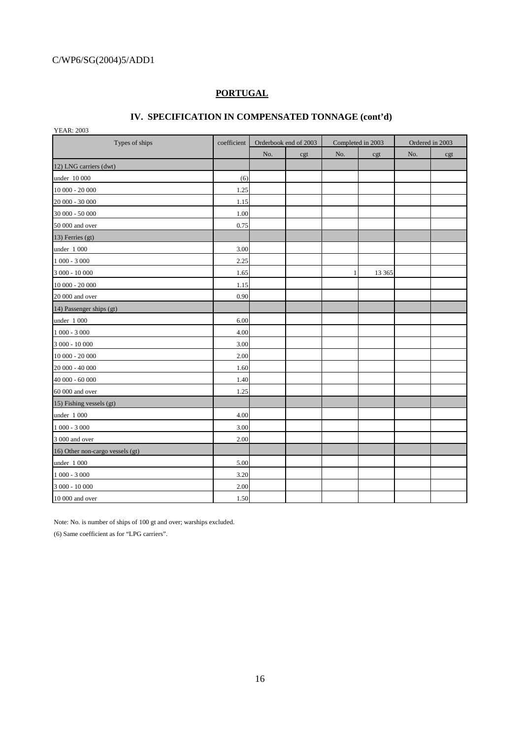C/WP6/SG(2004)5/ADD1

## PORTUGAL

### IV. SPECIFICATION IN COMPENSATED TONNAGE (cont'd)

YEAR: 2003

| Types of ships | coefficient | Orderbook end of 2003 | | Completed in 2003 | | Ordered in 2003 | |
|---|---|---|---|---|---|---|---|
| | | No. | cgt | No. | cgt | No. | cgt |
| 12) LNG carriers (dwt) | | | | | | | |
| under 10 000 | (6) | | | | | | |
| 10 000 - 20 000 | 1.25 | | | | | | |
| 20 000 - 30 000 | 1.15 | | | | | | |
| 30 000 - 50 000 | 1.00 | | | | | | |
| 50 000 and over | 0.75 | | | | | | |
| 13) Ferries (gt) | | | | | | | |
| under 1 000 | 3.00 | | | | | | |
| 1 000 - 3 000 | 2.25 | | | | | | |
| 3 000 - 10 000 | 1.65 | | | 1 | 13 365 | | |
| 10 000 - 20 000 | 1.15 | | | | | | |
| 20 000 and over | 0.90 | | | | | | |
| 14) Passenger ships (gt) | | | | | | | |
| under 1 000 | 6.00 | | | | | | |
| 1 000 - 3 000 | 4.00 | | | | | | |
| 3 000 - 10 000 | 3.00 | | | | | | |
| 10 000 - 20 000 | 2.00 | | | | | | |
| 20 000 - 40 000 | 1.60 | | | | | | |
| 40 000 - 60 000 | 1.40 | | | | | | |
| 60 000 and over | 1.25 | | | | | | |
| 15) Fishing vessels (gt) | | | | | | | |
| under 1 000 | 4.00 | | | | | | |
| 1 000 - 3 000 | 3.00 | | | | | | |
| 3 000 and over | 2.00 | | | | | | |
| 16) Other non-cargo vessels (gt) | | | | | | | |
| under 1 000 | 5.00 | | | | | | |
| 1 000 - 3 000 | 3.20 | | | | | | |
| 3 000 - 10 000 | 2.00 | | | | | | |
| 10 000 and over | 1.50 | | | | | | |

Note: No. is number of ships of 100 gt and over; warships excluded.

(6) Same coefficient as for "LPG carriers".